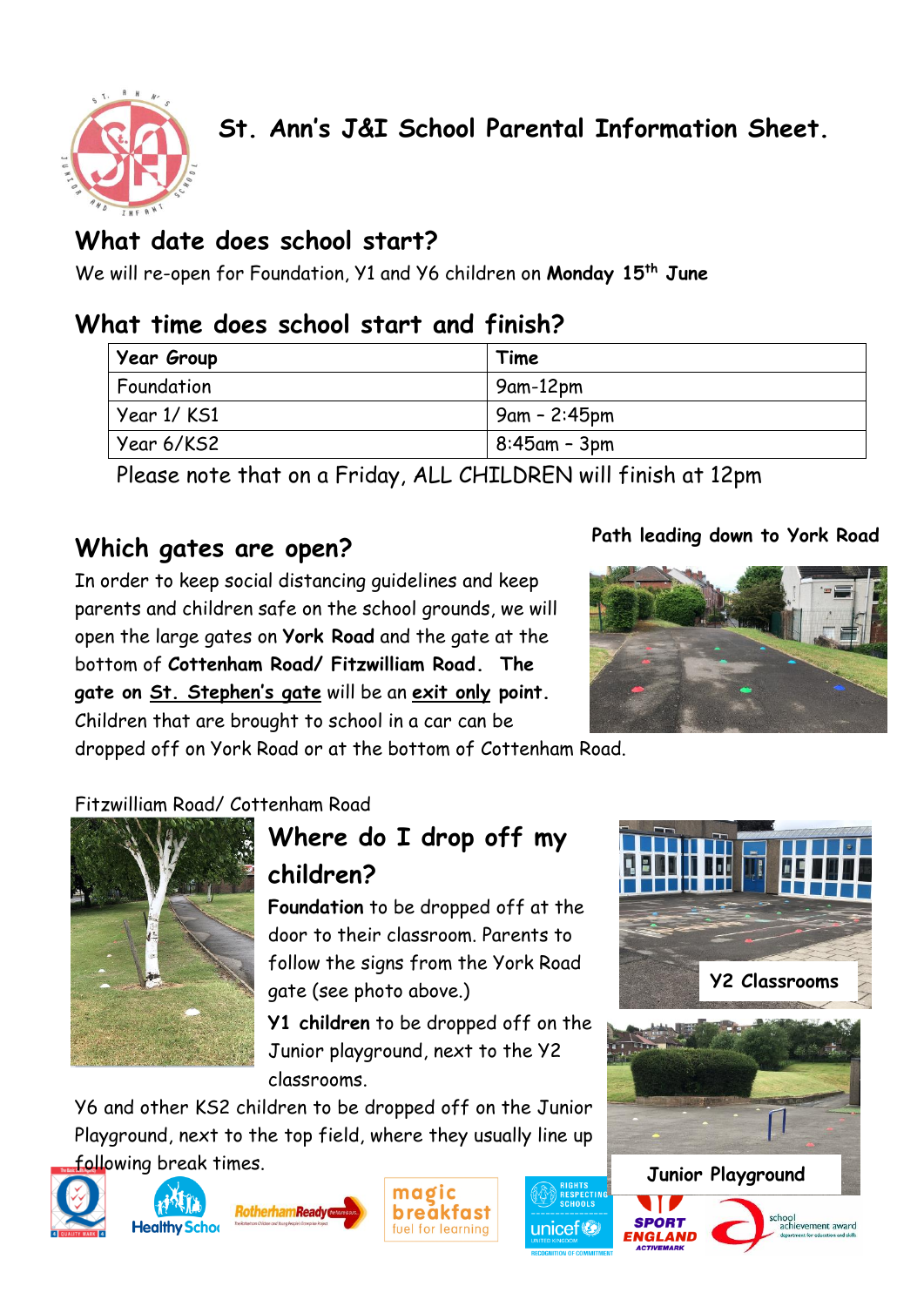# St. Ann's J&I School Parental Information Sheet.

## What date does school start?

We will re-open for Foundation, Y1 and Y6 children on **Monday 15th June**

## What time does school start and finish?

| Year Group | Time |
| --- | --- |
| Foundation | 9am-12pm |
| Year 1/ KS1 | 9am – 2:45pm |
| Year 6/KS2 | 8:45am – 3pm |

Please note that on a Friday, ALL CHILDREN will finish at 12pm

## Which gates are open?

In order to keep social distancing guidelines and keep parents and children safe on the school grounds, we will open the large gates on **York Road** and the gate at the bottom of **Cottenham Road/ Fitzwilliam Road. The gate on St. Stephen's gate** will be an **exit only point.** Children that are brought to school in a car can be dropped off on York Road or at the bottom of Cottenham Road.

Path leading down to York Road

Fitzwilliam Road/ Cottenham Road

## Where do I drop off my children?

**Foundation** to be dropped off at the door to their classroom. Parents to follow the signs from the York Road gate (see photo above.)

**Y1 children** to be dropped off on the Junior playground, next to the Y2 classrooms.

Y6 and other KS2 children to be dropped off on the Junior Playground, next to the top field, where they usually line up following break times.

Y2 Classrooms

Junior Playground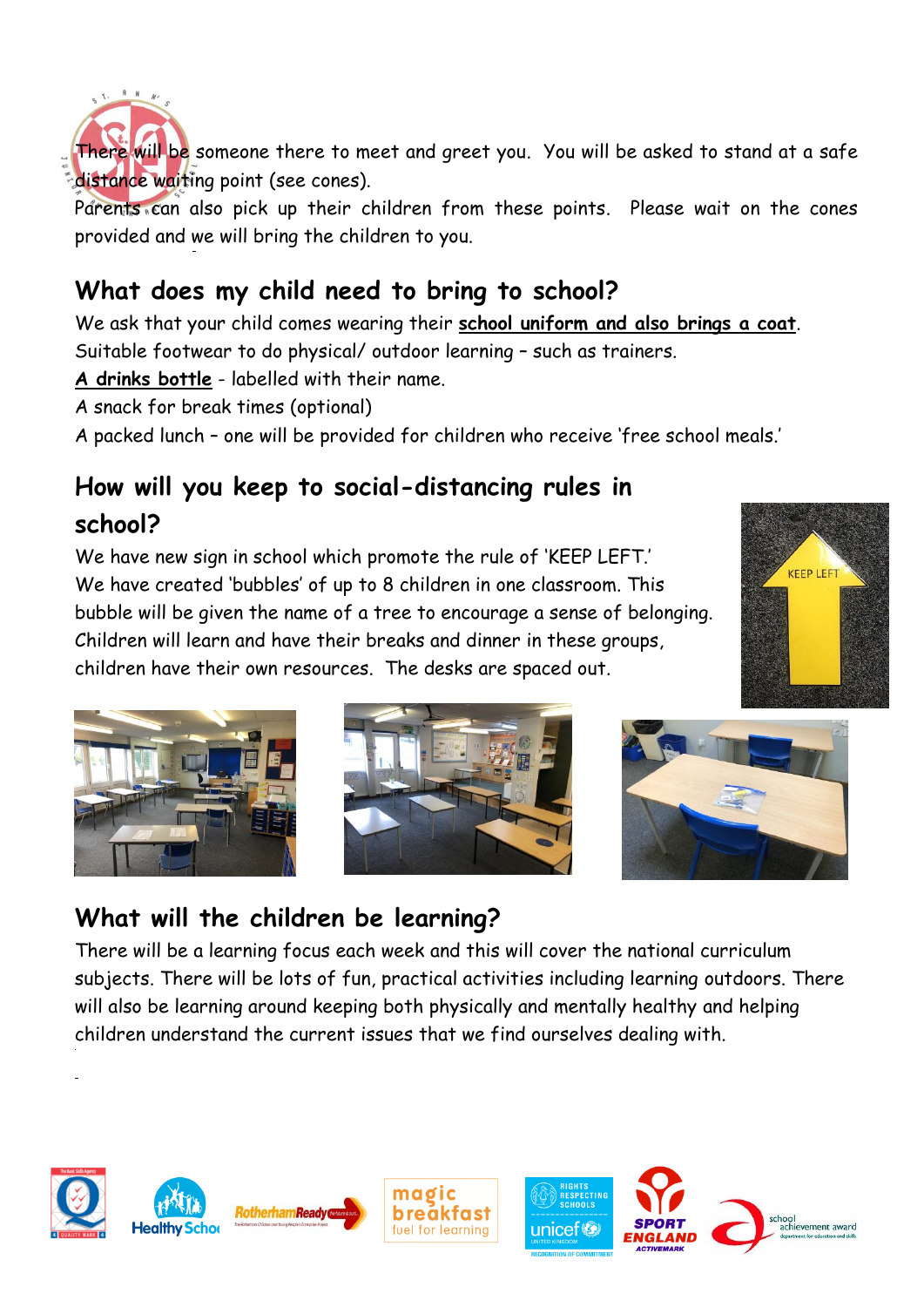There will be someone there to meet and greet you. You will be asked to stand at a safe distance waiting point (see cones).
Parents can also pick up their children from these points. Please wait on the cones provided and we will bring the children to you.

## What does my child need to bring to school?

We ask that your child comes wearing their **school uniform and also brings a coat**.
Suitable footwear to do physical/ outdoor learning – such as trainers.
**A drinks bottle** - labelled with their name.
A snack for break times (optional)
A packed lunch – one will be provided for children who receive 'free school meals.'

## How will you keep to social-distancing rules in school?

We have new sign in school which promote the rule of 'KEEP LEFT.'
We have created 'bubbles' of up to 8 children in one classroom. This bubble will be given the name of a tree to encourage a sense of belonging. Children will learn and have their breaks and dinner in these groups, children have their own resources. The desks are spaced out.

## What will the children be learning?

There will be a learning focus each week and this will cover the national curriculum subjects. There will be lots of fun, practical activities including learning outdoors. There will also be learning around keeping both physically and mentally healthy and helping children understand the current issues that we find ourselves dealing with.